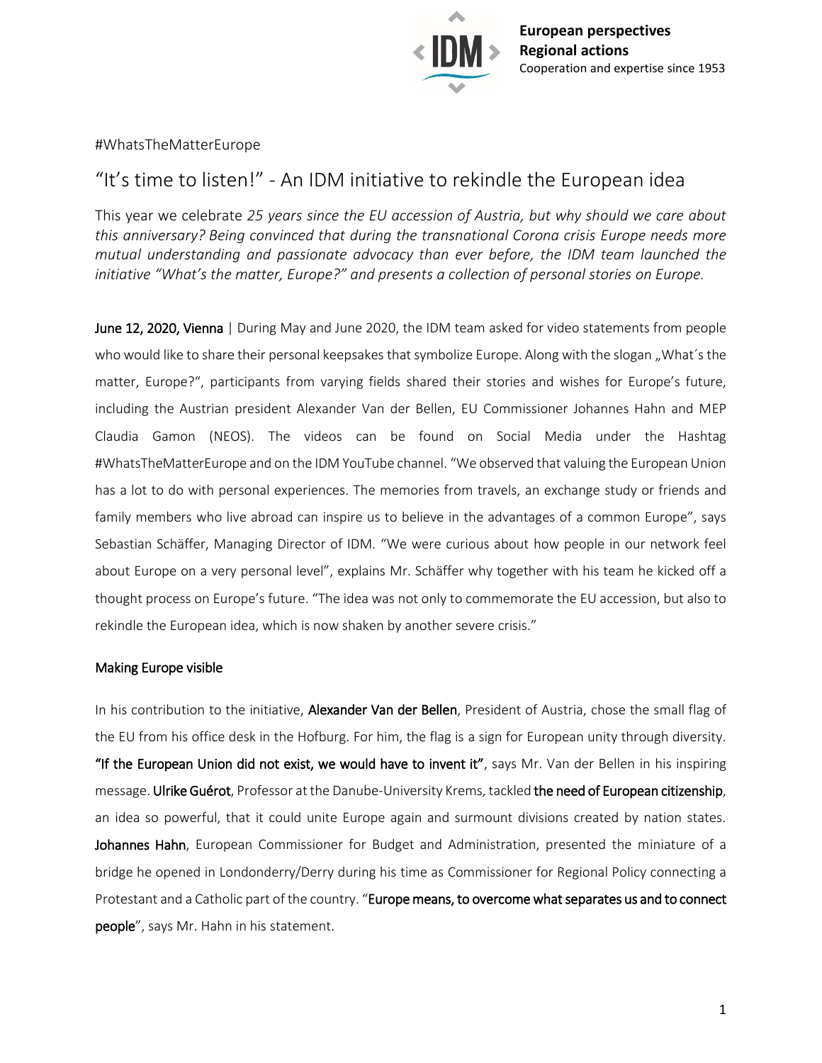European perspectives
Regional actions
Cooperation and expertise since 1953

#WhatsTheMatterEurope

# "It's time to listen!" - An IDM initiative to rekindle the European idea

This year we celebrate *25 years since the EU accession of Austria, but why should we care about this anniversary? Being convinced that during the transnational Corona crisis Europe needs more mutual understanding and passionate advocacy than ever before, the IDM team launched the initiative "What's the matter, Europe?" and presents a collection of personal stories on Europe.*

**June 12, 2020, Vienna** | During May and June 2020, the IDM team asked for video statements from people who would like to share their personal keepsakes that symbolize Europe. Along with the slogan „What´s the matter, Europe?", participants from varying fields shared their stories and wishes for Europe's future, including the Austrian president Alexander Van der Bellen, EU Commissioner Johannes Hahn and MEP Claudia Gamon (NEOS). The videos can be found on Social Media under the Hashtag #WhatsTheMatterEurope and on the IDM YouTube channel. "We observed that valuing the European Union has a lot to do with personal experiences. The memories from travels, an exchange study or friends and family members who live abroad can inspire us to believe in the advantages of a common Europe", says Sebastian Schäffer, Managing Director of IDM. "We were curious about how people in our network feel about Europe on a very personal level", explains Mr. Schäffer why together with his team he kicked off a thought process on Europe's future. "The idea was not only to commemorate the EU accession, but also to rekindle the European idea, which is now shaken by another severe crisis."

## Making Europe visible

In his contribution to the initiative, **Alexander Van der Bellen**, President of Austria, chose the small flag of the EU from his office desk in the Hofburg. For him, the flag is a sign for European unity through diversity. **"If the European Union did not exist, we would have to invent it"**, says Mr. Van der Bellen in his inspiring message. **Ulrike Guérot**, Professor at the Danube-University Krems, tackled **the need of European citizenship**, an idea so powerful, that it could unite Europe again and surmount divisions created by nation states. **Johannes Hahn**, European Commissioner for Budget and Administration, presented the miniature of a bridge he opened in Londonderry/Derry during his time as Commissioner for Regional Policy connecting a Protestant and a Catholic part of the country. "**Europe means, to overcome what separates us and to connect people**", says Mr. Hahn in his statement.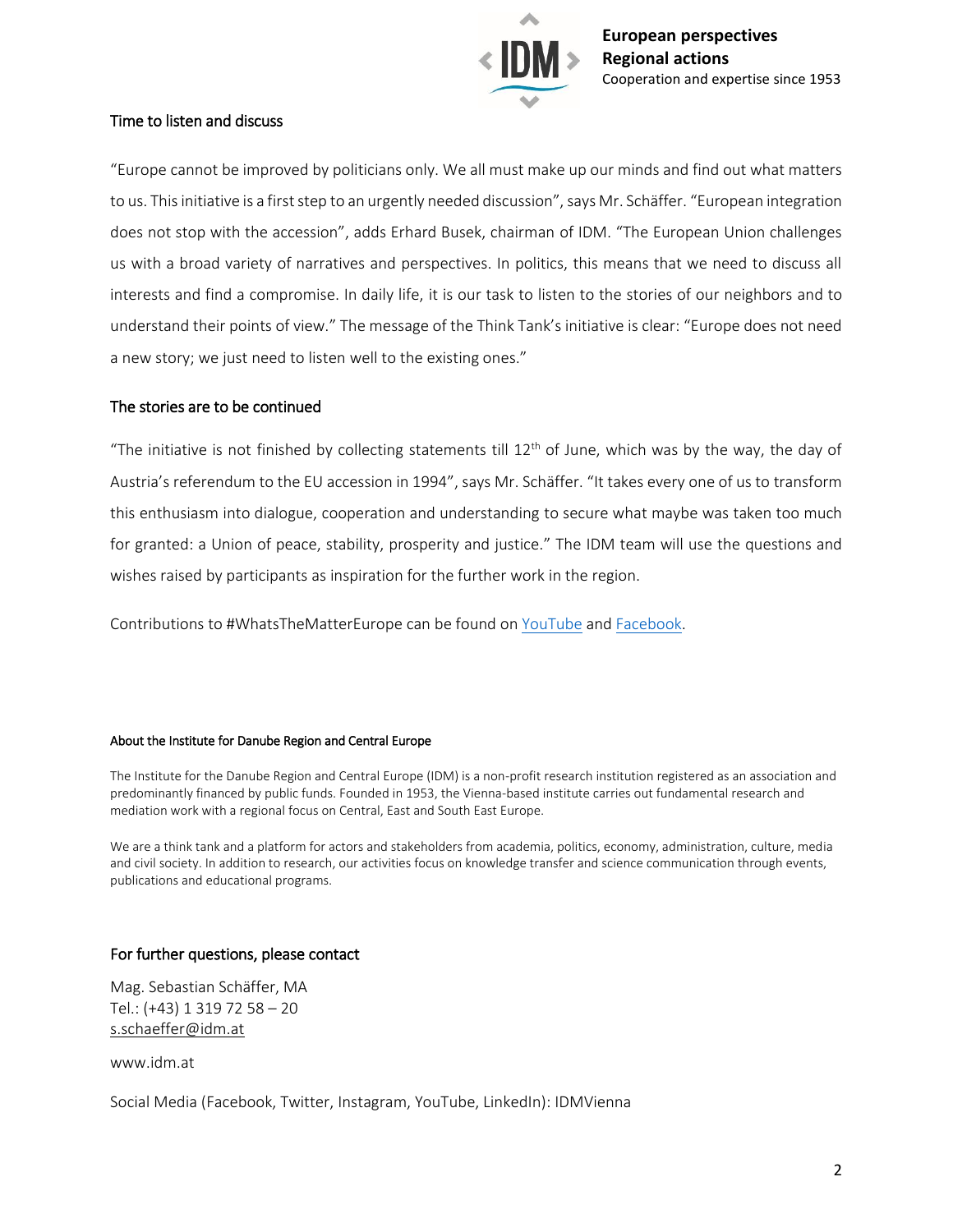## Time to listen and discuss

"Europe cannot be improved by politicians only. We all must make up our minds and find out what matters to us. This initiative is a first step to an urgently needed discussion", says Mr. Schäffer. "European integration does not stop with the accession", adds Erhard Busek, chairman of IDM. "The European Union challenges us with a broad variety of narratives and perspectives. In politics, this means that we need to discuss all interests and find a compromise. In daily life, it is our task to listen to the stories of our neighbors and to understand their points of view." The message of the Think Tank's initiative is clear: "Europe does not need a new story; we just need to listen well to the existing ones."

## The stories are to be continued

"The initiative is not finished by collecting statements till 12th of June, which was by the way, the day of Austria's referendum to the EU accession in 1994", says Mr. Schäffer. "It takes every one of us to transform this enthusiasm into dialogue, cooperation and understanding to secure what maybe was taken too much for granted: a Union of peace, stability, prosperity and justice." The IDM team will use the questions and wishes raised by participants as inspiration for the further work in the region.

Contributions to #WhatsTheMatterEurope can be found on YouTube and Facebook.

#### About the Institute for Danube Region and Central Europe

The Institute for the Danube Region and Central Europe (IDM) is a non-profit research institution registered as an association and predominantly financed by public funds. Founded in 1953, the Vienna-based institute carries out fundamental research and mediation work with a regional focus on Central, East and South East Europe.

We are a think tank and a platform for actors and stakeholders from academia, politics, economy, administration, culture, media and civil society. In addition to research, our activities focus on knowledge transfer and science communication through events, publications and educational programs.

## For further questions, please contact

Mag. Sebastian Schäffer, MA
Tel.: (+43) 1 319 72 58 – 20
s.schaeffer@idm.at

www.idm.at

Social Media (Facebook, Twitter, Instagram, YouTube, LinkedIn): IDMVienna